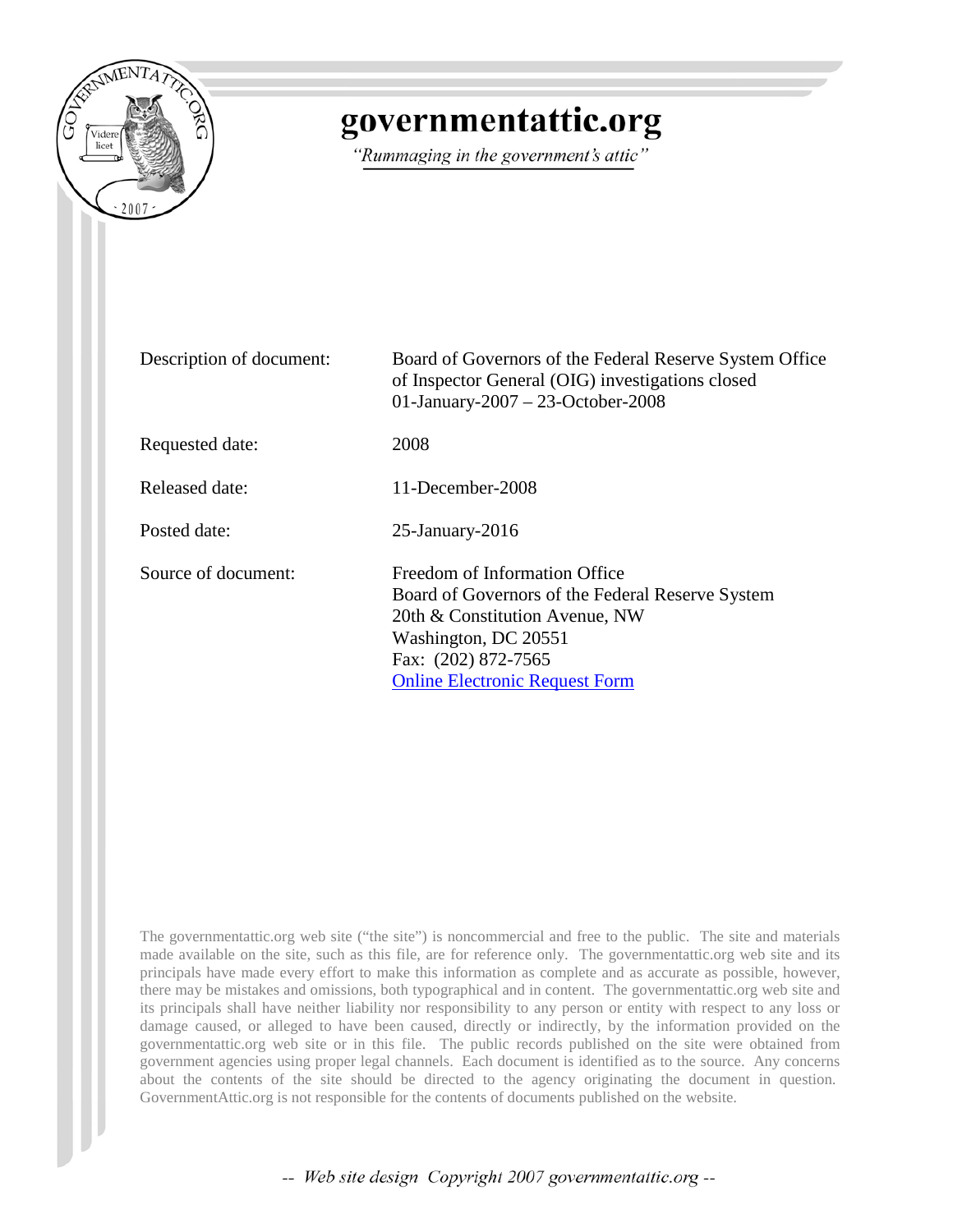# governmentattic.org

*"Rummaging in the government's attic"*

| | |
|---|---|
| Description of document: | Board of Governors of the Federal Reserve System Office of Inspector General (OIG) investigations closed 01-January-2007 – 23-October-2008 |
| Requested date: | 2008 |
| Released date: | 11-December-2008 |
| Posted date: | 25-January-2016 |
| Source of document: | Freedom of Information Office<br>Board of Governors of the Federal Reserve System<br>20th & Constitution Avenue, NW<br>Washington, DC 20551<br>Fax: (202) 872-7565<br>[Online Electronic Request Form] |

The governmentattic.org web site ("the site") is noncommercial and free to the public. The site and materials made available on the site, such as this file, are for reference only. The governmentattic.org web site and its principals have made every effort to make this information as complete and as accurate as possible, however, there may be mistakes and omissions, both typographical and in content. The governmentattic.org web site and its principals shall have neither liability nor responsibility to any person or entity with respect to any loss or damage caused, or alleged to have been caused, directly or indirectly, by the information provided on the governmentattic.org web site or in this file. The public records published on the site were obtained from government agencies using proper legal channels. Each document is identified as to the source. Any concerns about the contents of the site should be directed to the agency originating the document in question. GovernmentAttic.org is not responsible for the contents of documents published on the website.

*-- Web site design Copyright 2007 governmentattic.org --*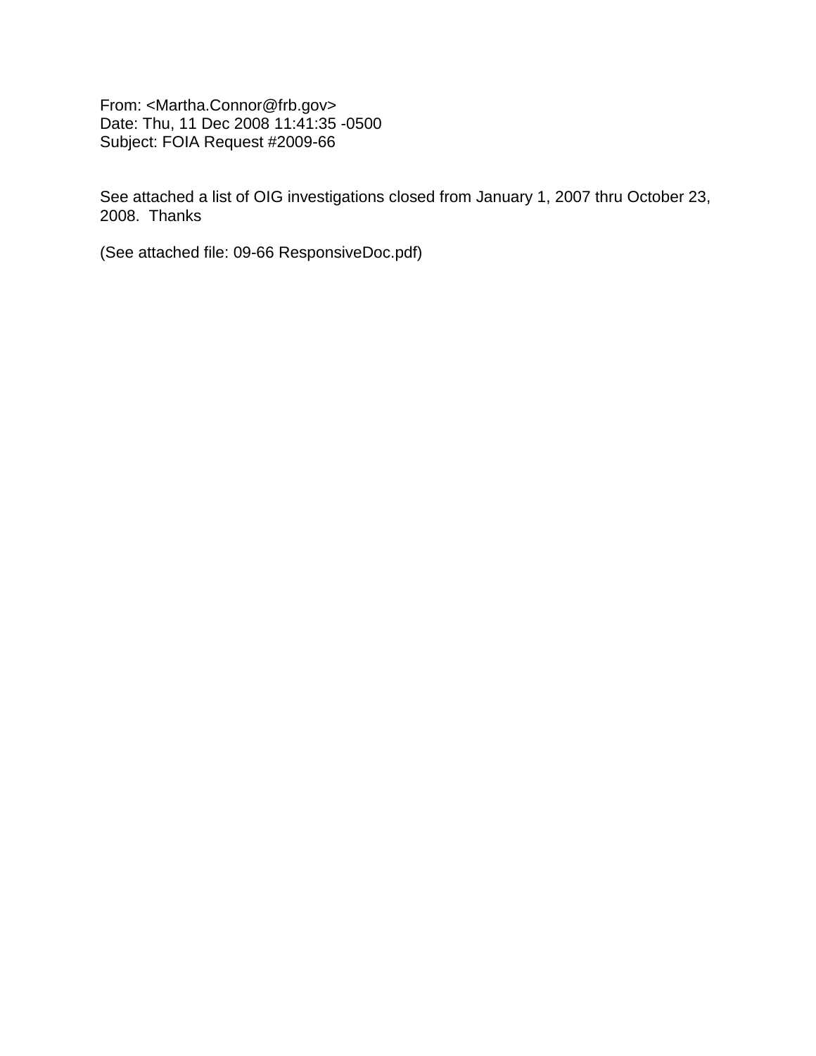From: <Martha.Connor@frb.gov>
Date: Thu, 11 Dec 2008 11:41:35 -0500
Subject: FOIA Request #2009-66

See attached a list of OIG investigations closed from January 1, 2007 thru October 23, 2008. Thanks

(See attached file: 09-66 ResponsiveDoc.pdf)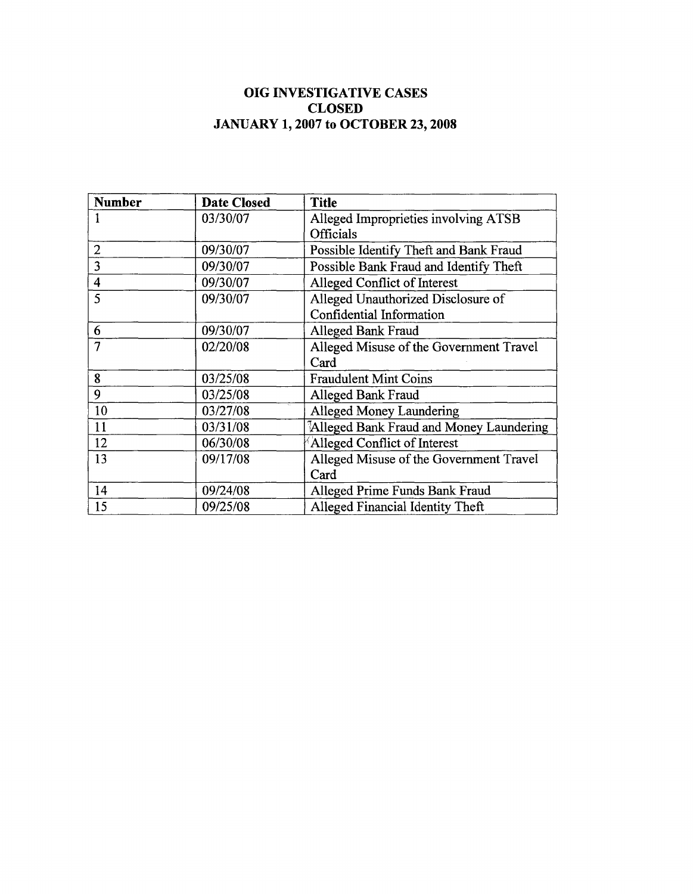# OIG INVESTIGATIVE CASES CLOSED JANUARY 1, 2007 to OCTOBER 23, 2008

| Number | Date Closed | Title |
|---|---|---|
| 1 | 03/30/07 | Alleged Improprieties involving ATSB Officials |
| 2 | 09/30/07 | Possible Identify Theft and Bank Fraud |
| 3 | 09/30/07 | Possible Bank Fraud and Identify Theft |
| 4 | 09/30/07 | Alleged Conflict of Interest |
| 5 | 09/30/07 | Alleged Unauthorized Disclosure of Confidential Information |
| 6 | 09/30/07 | Alleged Bank Fraud |
| 7 | 02/20/08 | Alleged Misuse of the Government Travel Card |
| 8 | 03/25/08 | Fraudulent Mint Coins |
| 9 | 03/25/08 | Alleged Bank Fraud |
| 10 | 03/27/08 | Alleged Money Laundering |
| 11 | 03/31/08 | Alleged Bank Fraud and Money Laundering |
| 12 | 06/30/08 | Alleged Conflict of Interest |
| 13 | 09/17/08 | Alleged Misuse of the Government Travel Card |
| 14 | 09/24/08 | Alleged Prime Funds Bank Fraud |
| 15 | 09/25/08 | Alleged Financial Identity Theft |